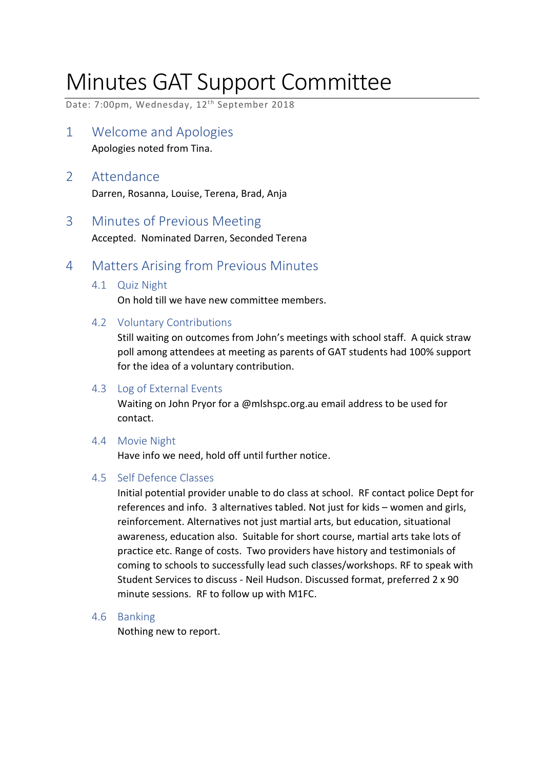# Minutes GAT Support Committee

Date: 7:00pm, Wednesday, 12th September 2018

## 1 Welcome and Apologies

Apologies noted from Tina.

## 2 Attendance

Darren, Rosanna, Louise, Terena, Brad, Anja

## 3 Minutes of Previous Meeting

Accepted. Nominated Darren, Seconded Terena

## 4 Matters Arising from Previous Minutes

### 4.1 Quiz Night

On hold till we have new committee members.

### 4.2 Voluntary Contributions

Still waiting on outcomes from John's meetings with school staff. A quick straw poll among attendees at meeting as parents of GAT students had 100% support for the idea of a voluntary contribution.

### 4.3 Log of External Events

Waiting on John Pryor for a @mlshspc.org.au email address to be used for contact.

### 4.4 Movie Night

Have info we need, hold off until further notice.

### 4.5 Self Defence Classes

Initial potential provider unable to do class at school. RF contact police Dept for references and info. 3 alternatives tabled. Not just for kids – women and girls, reinforcement. Alternatives not just martial arts, but education, situational awareness, education also. Suitable for short course, martial arts take lots of practice etc. Range of costs. Two providers have history and testimonials of coming to schools to successfully lead such classes/workshops. RF to speak with Student Services to discuss - Neil Hudson. Discussed format, preferred 2 x 90 minute sessions. RF to follow up with M1FC.

### 4.6 Banking

Nothing new to report.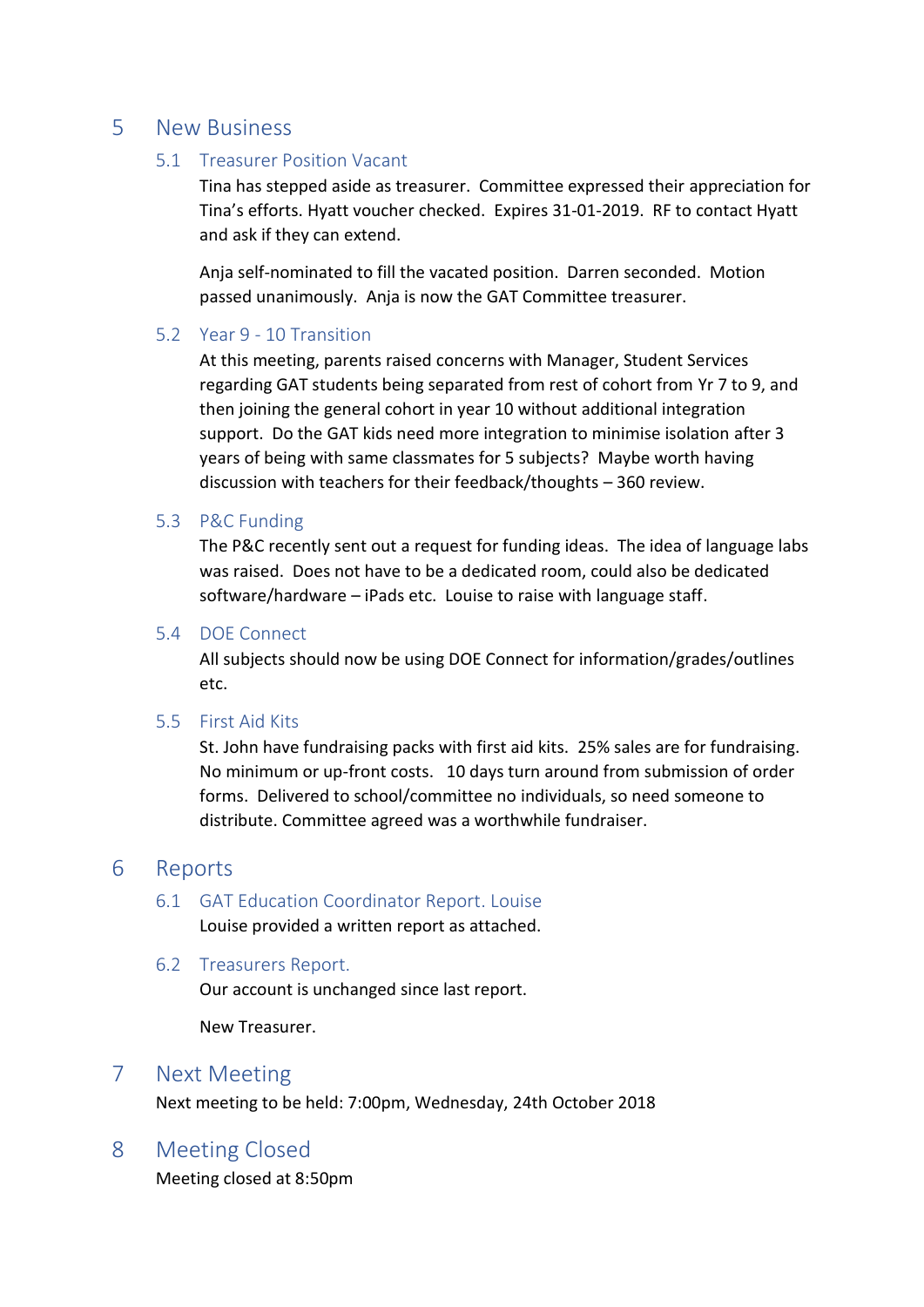# 5 New Business

## 5.1 Treasurer Position Vacant

Tina has stepped aside as treasurer. Committee expressed their appreciation for Tina's efforts. Hyatt voucher checked. Expires 31-01-2019. RF to contact Hyatt and ask if they can extend.

Anja self-nominated to fill the vacated position. Darren seconded. Motion passed unanimously. Anja is now the GAT Committee treasurer.

## 5.2 Year 9 - 10 Transition

At this meeting, parents raised concerns with Manager, Student Services regarding GAT students being separated from rest of cohort from Yr 7 to 9, and then joining the general cohort in year 10 without additional integration support. Do the GAT kids need more integration to minimise isolation after 3 years of being with same classmates for 5 subjects? Maybe worth having discussion with teachers for their feedback/thoughts – 360 review.

## 5.3 P&C Funding

The P&C recently sent out a request for funding ideas. The idea of language labs was raised. Does not have to be a dedicated room, could also be dedicated software/hardware – iPads etc. Louise to raise with language staff.

## 5.4 DOE Connect

All subjects should now be using DOE Connect for information/grades/outlines etc.

## 5.5 First Aid Kits

St. John have fundraising packs with first aid kits. 25% sales are for fundraising. No minimum or up-front costs. 10 days turn around from submission of order forms. Delivered to school/committee no individuals, so need someone to distribute. Committee agreed was a worthwhile fundraiser.

# 6 Reports

## 6.1 GAT Education Coordinator Report. Louise

Louise provided a written report as attached.

## 6.2 Treasurers Report.

Our account is unchanged since last report.

New Treasurer.

# 7 Next Meeting

Next meeting to be held: 7:00pm, Wednesday, 24th October 2018

# 8 Meeting Closed

Meeting closed at 8:50pm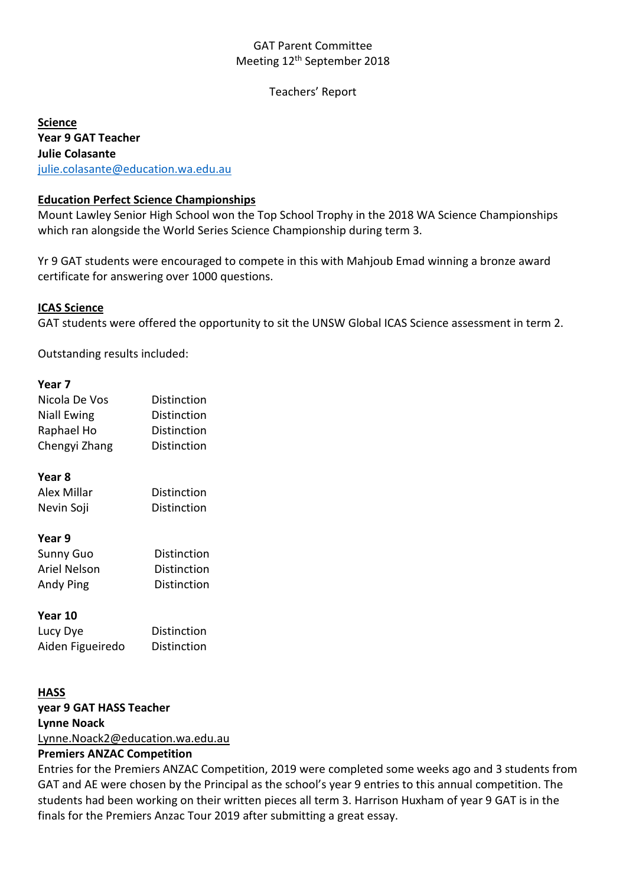GAT Parent Committee
Meeting 12th September 2018

Teachers' Report

**Science**
**Year 9 GAT Teacher**
**Julie Colasante**
julie.colasante@education.wa.edu.au

**Education Perfect Science Championships**

Mount Lawley Senior High School won the Top School Trophy in the 2018 WA Science Championships which ran alongside the World Series Science Championship during term 3.

Yr 9 GAT students were encouraged to compete in this with Mahjoub Emad winning a bronze award certificate for answering over 1000 questions.

**ICAS Science**

GAT students were offered the opportunity to sit the UNSW Global ICAS Science assessment in term 2.

Outstanding results included:

**Year 7**

| | |
|---|---|
| Nicola De Vos | Distinction |
| Niall Ewing | Distinction |
| Raphael Ho | Distinction |
| Chengyi Zhang | Distinction |

**Year 8**

| | |
|---|---|
| Alex Millar | Distinction |
| Nevin Soji | Distinction |

**Year 9**

| | |
|---|---|
| Sunny Guo | Distinction |
| Ariel Nelson | Distinction |
| Andy Ping | Distinction |

**Year 10**

| | |
|---|---|
| Lucy Dye | Distinction |
| Aiden Figueiredo | Distinction |

**HASS**
**year 9 GAT HASS Teacher**
**Lynne Noack**
Lynne.Noack2@education.wa.edu.au

**Premiers ANZAC Competition**

Entries for the Premiers ANZAC Competition, 2019 were completed some weeks ago and 3 students from GAT and AE were chosen by the Principal as the school's year 9 entries to this annual competition. The students had been working on their written pieces all term 3. Harrison Huxham of year 9 GAT is in the finals for the Premiers Anzac Tour 2019 after submitting a great essay.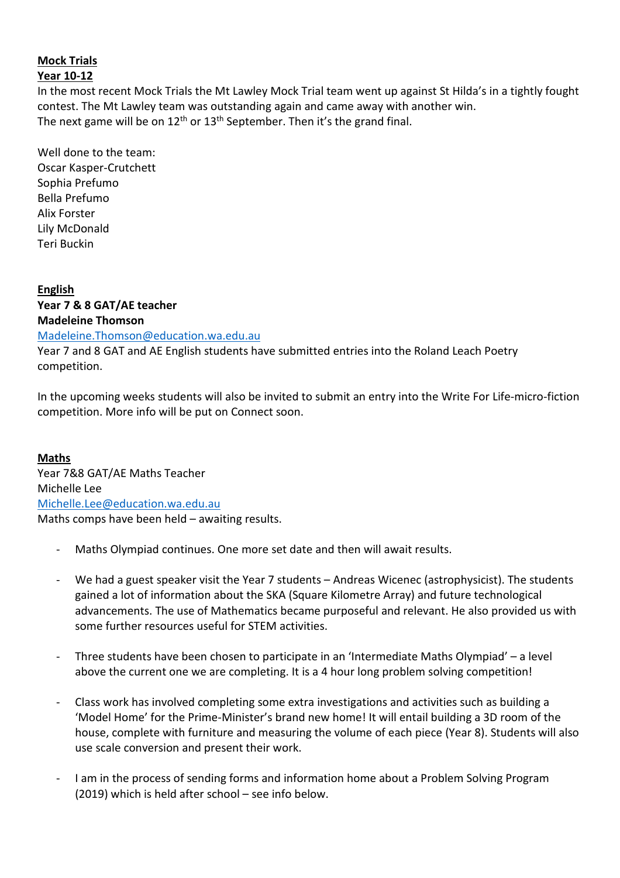**Mock Trials**

**Year 10-12**

In the most recent Mock Trials the Mt Lawley Mock Trial team went up against St Hilda's in a tightly fought contest. The Mt Lawley team was outstanding again and came away with another win.
The next game will be on 12th or 13th September. Then it's the grand final.

Well done to the team:
Oscar Kasper-Crutchett
Sophia Prefumo
Bella Prefumo
Alix Forster
Lily McDonald
Teri Buckin

**English**

**Year 7 & 8 GAT/AE teacher**
**Madeleine Thomson**
Madeleine.Thomson@education.wa.edu.au

Year 7 and 8 GAT and AE English students have submitted entries into the Roland Leach Poetry competition.

In the upcoming weeks students will also be invited to submit an entry into the Write For Life-micro-fiction competition. More info will be put on Connect soon.

**Maths**

Year 7&8 GAT/AE Maths Teacher
Michelle Lee
Michelle.Lee@education.wa.edu.au

Maths comps have been held – awaiting results.

- Maths Olympiad continues. One more set date and then will await results.
- We had a guest speaker visit the Year 7 students – Andreas Wicenec (astrophysicist). The students gained a lot of information about the SKA (Square Kilometre Array) and future technological advancements. The use of Mathematics became purposeful and relevant. He also provided us with some further resources useful for STEM activities.
- Three students have been chosen to participate in an 'Intermediate Maths Olympiad' – a level above the current one we are completing. It is a 4 hour long problem solving competition!
- Class work has involved completing some extra investigations and activities such as building a 'Model Home' for the Prime-Minister's brand new home! It will entail building a 3D room of the house, complete with furniture and measuring the volume of each piece (Year 8). Students will also use scale conversion and present their work.
- I am in the process of sending forms and information home about a Problem Solving Program (2019) which is held after school – see info below.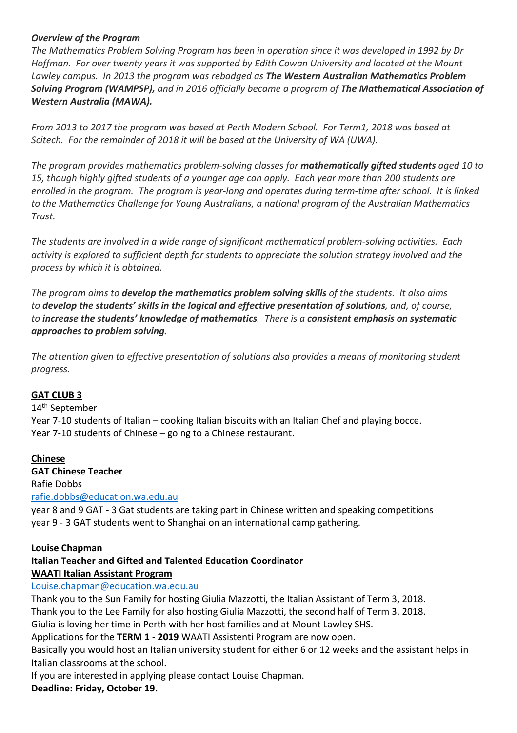***Overview of the Program***

*The Mathematics Problem Solving Program has been in operation since it was developed in 1992 by Dr Hoffman. For over twenty years it was supported by Edith Cowan University and located at the Mount Lawley campus. In 2013 the program was rebadged as **The Western Australian Mathematics Problem Solving Program (WAMPSP),** and in 2016 officially became a program of **The Mathematical Association of Western Australia (MAWA).***

*From 2013 to 2017 the program was based at Perth Modern School. For Term1, 2018 was based at Scitech. For the remainder of 2018 it will be based at the University of WA (UWA).*

*The program provides mathematics problem-solving classes for **mathematically gifted students** aged 10 to 15, though highly gifted students of a younger age can apply. Each year more than 200 students are enrolled in the program. The program is year-long and operates during term-time after school. It is linked to the Mathematics Challenge for Young Australians, a national program of the Australian Mathematics Trust.*

*The students are involved in a wide range of significant mathematical problem-solving activities. Each activity is explored to sufficient depth for students to appreciate the solution strategy involved and the process by which it is obtained.*

*The program aims to **develop the mathematics problem solving skills** of the students. It also aims to **develop the students' skills in the logical and effective presentation of solutions**, and, of course, to **increase the students' knowledge of mathematics**. There is a **consistent emphasis on systematic approaches to problem solving.***

*The attention given to effective presentation of solutions also provides a means of monitoring student progress.*

**GAT CLUB 3**

14th September
Year 7-10 students of Italian – cooking Italian biscuits with an Italian Chef and playing bocce.
Year 7-10 students of Chinese – going to a Chinese restaurant.

**Chinese**

**GAT Chinese Teacher**
Rafie Dobbs
rafie.dobbs@education.wa.edu.au
year 8 and 9 GAT - 3 Gat students are taking part in Chinese written and speaking competitions
year 9 - 3 GAT students went to Shanghai on an international camp gathering.

**Louise Chapman**
**Italian Teacher and Gifted and Talented Education Coordinator**
**WAATI Italian Assistant Program**
Louise.chapman@education.wa.edu.au
Thank you to the Sun Family for hosting Giulia Mazzotti, the Italian Assistant of Term 3, 2018.
Thank you to the Lee Family for also hosting Giulia Mazzotti, the second half of Term 3, 2018.
Giulia is loving her time in Perth with her host families and at Mount Lawley SHS.
Applications for the **TERM 1 - 2019** WAATI Assistenti Program are now open.
Basically you would host an Italian university student for either 6 or 12 weeks and the assistant helps in Italian classrooms at the school.
If you are interested in applying please contact Louise Chapman.
**Deadline: Friday, October 19.**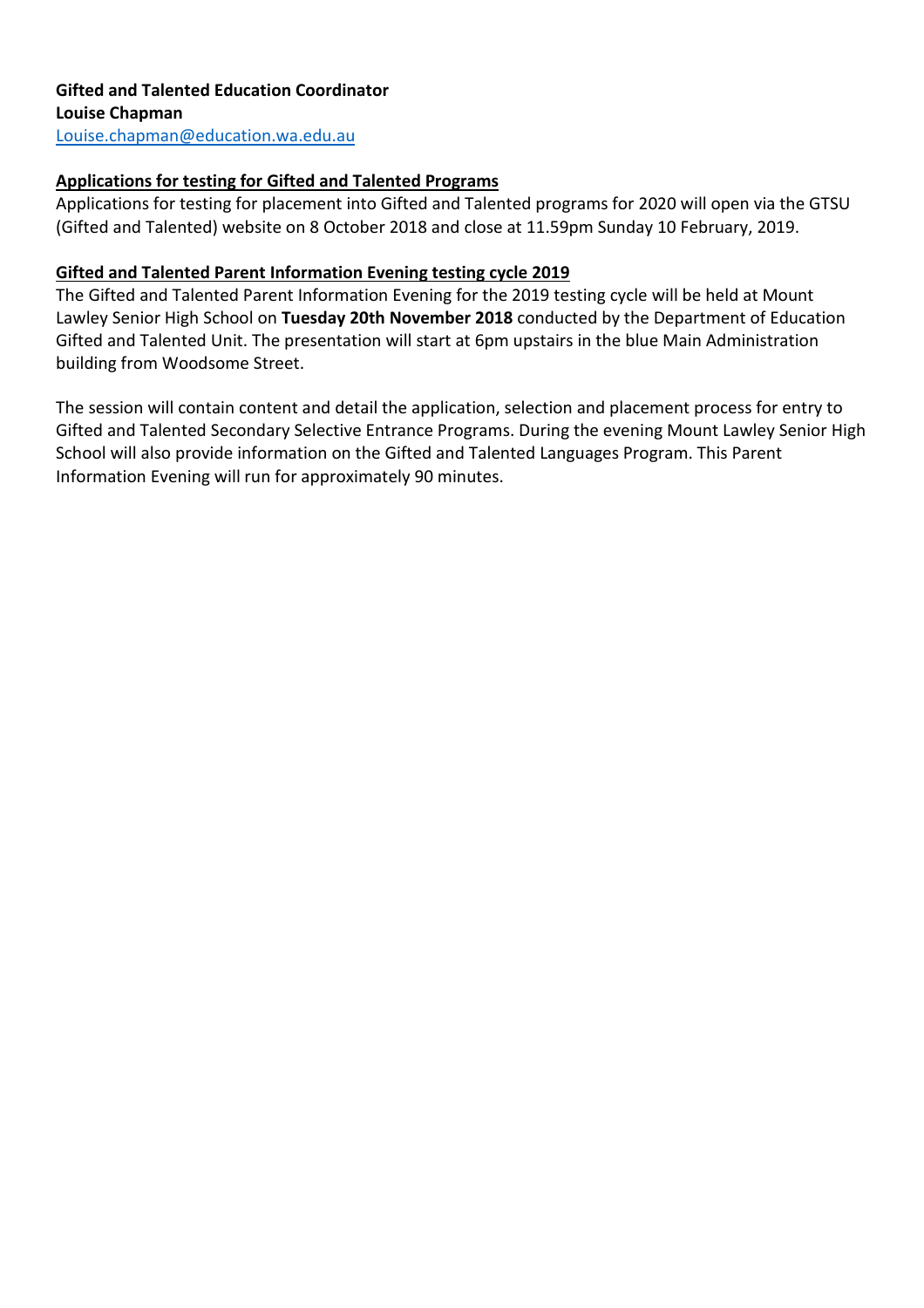**Gifted and Talented Education Coordinator**
**Louise Chapman**
[Louise.chapman@education.wa.edu.au](mailto:Louise.chapman@education.wa.edu.au)

**Applications for testing for Gifted and Talented Programs**

Applications for testing for placement into Gifted and Talented programs for 2020 will open via the GTSU (Gifted and Talented) website on 8 October 2018 and close at 11.59pm Sunday 10 February, 2019.

**Gifted and Talented Parent Information Evening testing cycle 2019**

The Gifted and Talented Parent Information Evening for the 2019 testing cycle will be held at Mount Lawley Senior High School on **Tuesday 20th November 2018** conducted by the Department of Education Gifted and Talented Unit. The presentation will start at 6pm upstairs in the blue Main Administration building from Woodsome Street.

The session will contain content and detail the application, selection and placement process for entry to Gifted and Talented Secondary Selective Entrance Programs. During the evening Mount Lawley Senior High School will also provide information on the Gifted and Talented Languages Program. This Parent Information Evening will run for approximately 90 minutes.